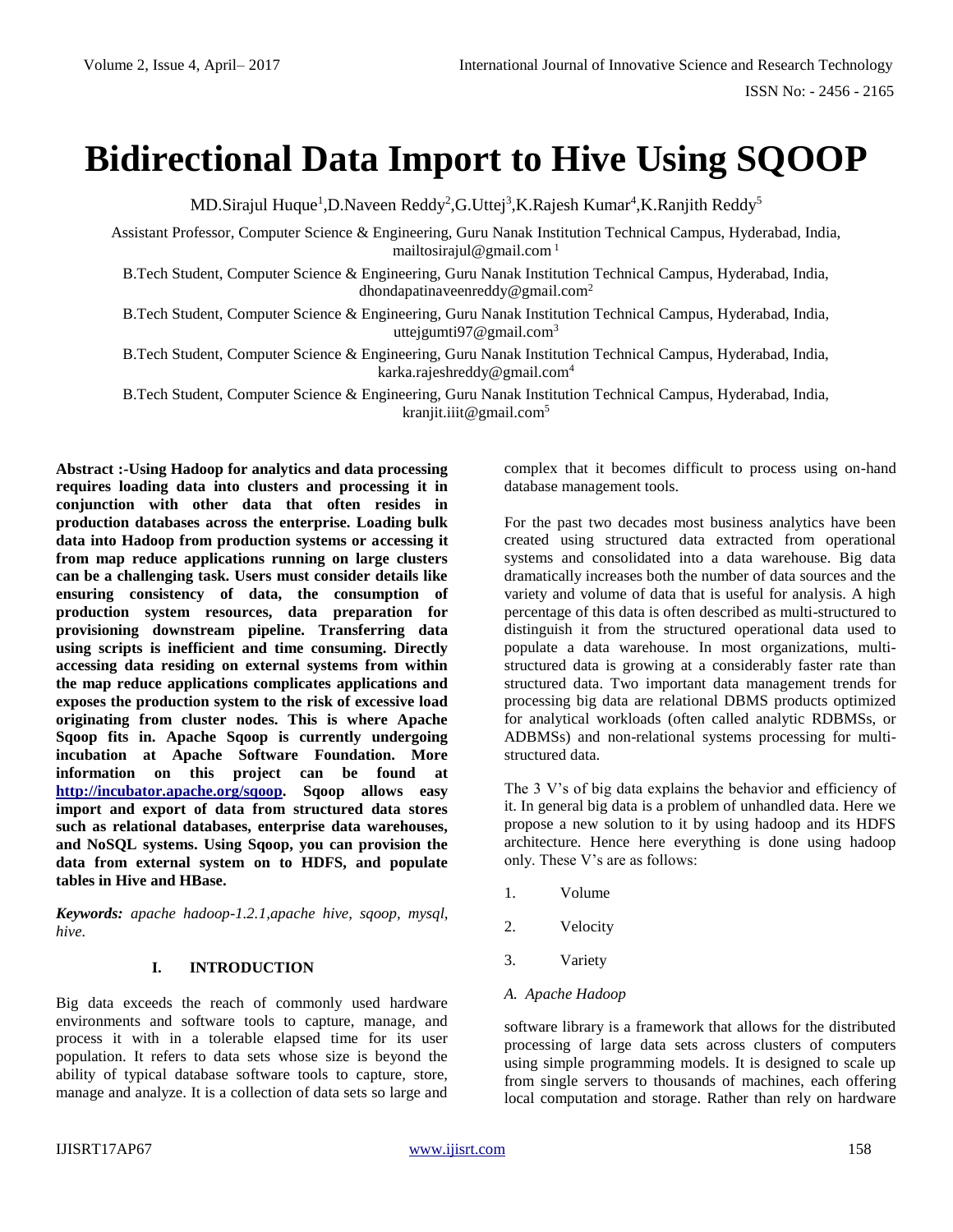# Bidirectional Data Import to Hive Using SQOOP

MD.Sirajul Huque[1],D.Naveen Reddy[2],G.Uttej[3],K.Rajesh Kumar[4],K.Ranjith Reddy[5]

Assistant Professor, Computer Science & Engineering, Guru Nanak Institution Technical Campus, Hyderabad, India, mailtosirajul@gmail.com [1]

B.Tech Student, Computer Science & Engineering, Guru Nanak Institution Technical Campus, Hyderabad, India, dhondapatinaveenreddy@gmail.com[2]

B.Tech Student, Computer Science & Engineering, Guru Nanak Institution Technical Campus, Hyderabad, India, uttejgumti97@gmail.com[3]

B.Tech Student, Computer Science & Engineering, Guru Nanak Institution Technical Campus, Hyderabad, India, karka.rajeshreddy@gmail.com[4]

B.Tech Student, Computer Science & Engineering, Guru Nanak Institution Technical Campus, Hyderabad, India, kranjit.iiit@gmail.com[5]

**Abstract :-Using Hadoop for analytics and data processing requires loading data into clusters and processing it in conjunction with other data that often resides in production databases across the enterprise. Loading bulk data into Hadoop from production systems or accessing it from map reduce applications running on large clusters can be a challenging task. Users must consider details like ensuring consistency of data, the consumption of production system resources, data preparation for provisioning downstream pipeline. Transferring data using scripts is inefficient and time consuming. Directly accessing data residing on external systems from within the map reduce applications complicates applications and exposes the production system to the risk of excessive load originating from cluster nodes. This is where Apache Sqoop fits in. Apache Sqoop is currently undergoing incubation at Apache Software Foundation. More information on this project can be found at http://incubator.apache.org/sqoop. Sqoop allows easy import and export of data from structured data stores such as relational databases, enterprise data warehouses, and NoSQL systems. Using Sqoop, you can provision the data from external system on to HDFS, and populate tables in Hive and HBase.**

***Keywords:*** *apache hadoop-1.2.1,apache hive, sqoop, mysql, hive.*

## I. INTRODUCTION

Big data exceeds the reach of commonly used hardware environments and software tools to capture, manage, and process it with in a tolerable elapsed time for its user population. It refers to data sets whose size is beyond the ability of typical database software tools to capture, store, manage and analyze. It is a collection of data sets so large and complex that it becomes difficult to process using on-hand database management tools.

For the past two decades most business analytics have been created using structured data extracted from operational systems and consolidated into a data warehouse. Big data dramatically increases both the number of data sources and the variety and volume of data that is useful for analysis. A high percentage of this data is often described as multi-structured to distinguish it from the structured operational data used to populate a data warehouse. In most organizations, multi-structured data is growing at a considerably faster rate than structured data. Two important data management trends for processing big data are relational DBMS products optimized for analytical workloads (often called analytic RDBMSs, or ADBMSs) and non-relational systems processing for multi-structured data.

The 3 V's of big data explains the behavior and efficiency of it. In general big data is a problem of unhandled data. Here we propose a new solution to it by using hadoop and its HDFS architecture. Hence here everything is done using hadoop only. These V's are as follows:

1. Volume
2. Velocity
3. Variety

### *A. Apache Hadoop*

software library is a framework that allows for the distributed processing of large data sets across clusters of computers using simple programming models. It is designed to scale up from single servers to thousands of machines, each offering local computation and storage. Rather than rely on hardware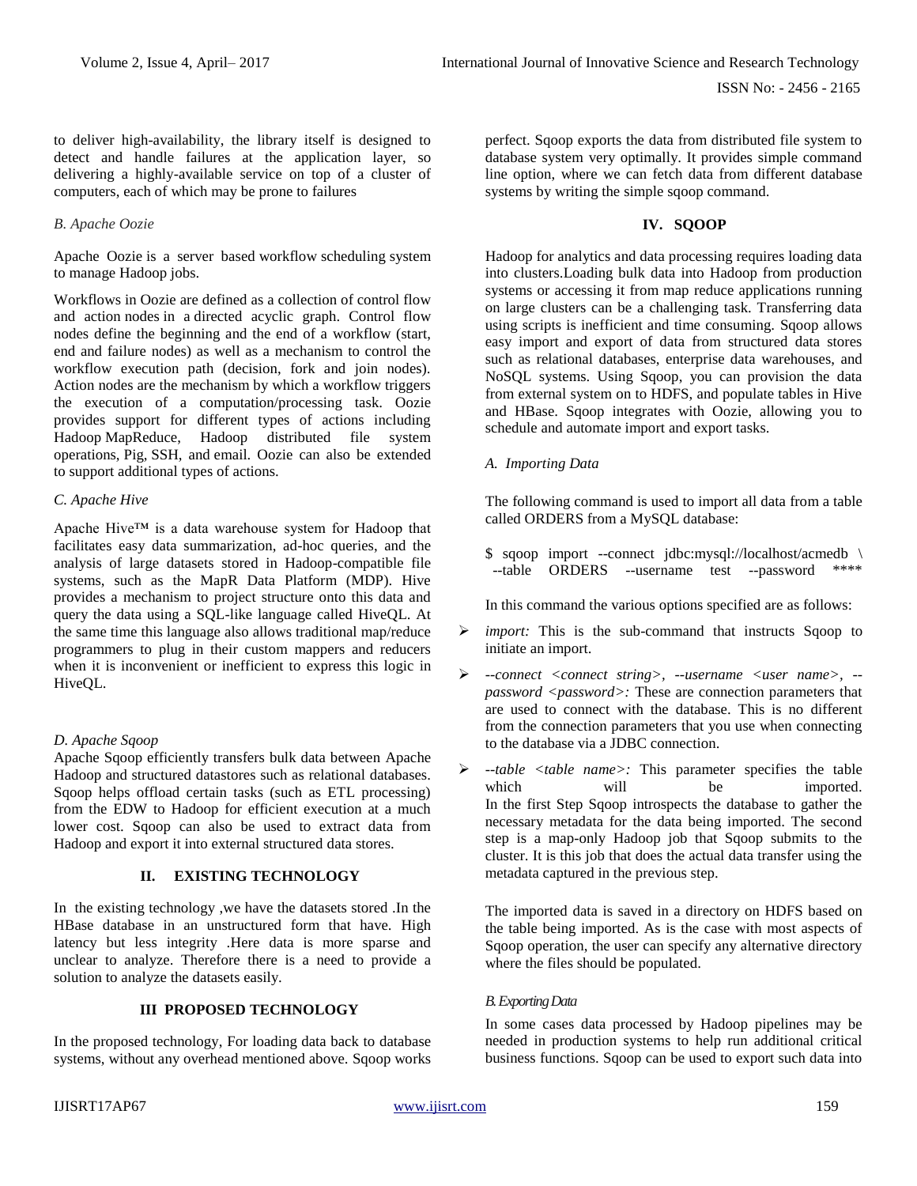to deliver high-availability, the library itself is designed to detect and handle failures at the application layer, so delivering a highly-available service on top of a cluster of computers, each of which may be prone to failures

### *B. Apache Oozie*

Apache Oozie is a server based workflow scheduling system to manage Hadoop jobs.

Workflows in Oozie are defined as a collection of control flow and action nodes in a directed acyclic graph. Control flow nodes define the beginning and the end of a workflow (start, end and failure nodes) as well as a mechanism to control the workflow execution path (decision, fork and join nodes). Action nodes are the mechanism by which a workflow triggers the execution of a computation/processing task. Oozie provides support for different types of actions including Hadoop MapReduce, Hadoop distributed file system operations, Pig, SSH, and email. Oozie can also be extended to support additional types of actions.

### *C. Apache Hive*

Apache Hive™ is a data warehouse system for Hadoop that facilitates easy data summarization, ad-hoc queries, and the analysis of large datasets stored in Hadoop-compatible file systems, such as the MapR Data Platform (MDP). Hive provides a mechanism to project structure onto this data and query the data using a SQL-like language called HiveQL. At the same time this language also allows traditional map/reduce programmers to plug in their custom mappers and reducers when it is inconvenient or inefficient to express this logic in HiveQL.

### *D. Apache Sqoop*

Apache Sqoop efficiently transfers bulk data between Apache Hadoop and structured datastores such as relational databases. Sqoop helps offload certain tasks (such as ETL processing) from the EDW to Hadoop for efficient execution at a much lower cost. Sqoop can also be used to extract data from Hadoop and export it into external structured data stores.

## II. EXISTING TECHNOLOGY

In the existing technology ,we have the datasets stored .In the HBase database in an unstructured form that have. High latency but less integrity .Here data is more sparse and unclear to analyze. Therefore there is a need to provide a solution to analyze the datasets easily.

## III PROPOSED TECHNOLOGY

In the proposed technology, For loading data back to database systems, without any overhead mentioned above. Sqoop works perfect. Sqoop exports the data from distributed file system to database system very optimally. It provides simple command line option, where we can fetch data from different database systems by writing the simple sqoop command.

## IV. SQOOP

Hadoop for analytics and data processing requires loading data into clusters.Loading bulk data into Hadoop from production systems or accessing it from map reduce applications running on large clusters can be a challenging task. Transferring data using scripts is inefficient and time consuming. Sqoop allows easy import and export of data from structured data stores such as relational databases, enterprise data warehouses, and NoSQL systems. Using Sqoop, you can provision the data from external system on to HDFS, and populate tables in Hive and HBase. Sqoop integrates with Oozie, allowing you to schedule and automate import and export tasks.

### *A. Importing Data*

The following command is used to import all data from a table called ORDERS from a MySQL database:

```
$ sqoop import --connect jdbc:mysql://localhost/acmedb \
 --table ORDERS --username test --password ****
```

In this command the various options specified are as follows:

- *import:* This is the sub-command that instructs Sqoop to initiate an import.
- *--connect <connect string>, --username <user name>, --password <password>:* These are connection parameters that are used to connect with the database. This is no different from the connection parameters that you use when connecting to the database via a JDBC connection.
- *--table <table name>:* This parameter specifies the table which will be imported.
  In the first Step Sqoop introspects the database to gather the necessary metadata for the data being imported. The second step is a map-only Hadoop job that Sqoop submits to the cluster. It is this job that does the actual data transfer using the metadata captured in the previous step.

The imported data is saved in a directory on HDFS based on the table being imported. As is the case with most aspects of Sqoop operation, the user can specify any alternative directory where the files should be populated.

### *B. Exporting Data*

In some cases data processed by Hadoop pipelines may be needed in production systems to help run additional critical business functions. Sqoop can be used to export such data into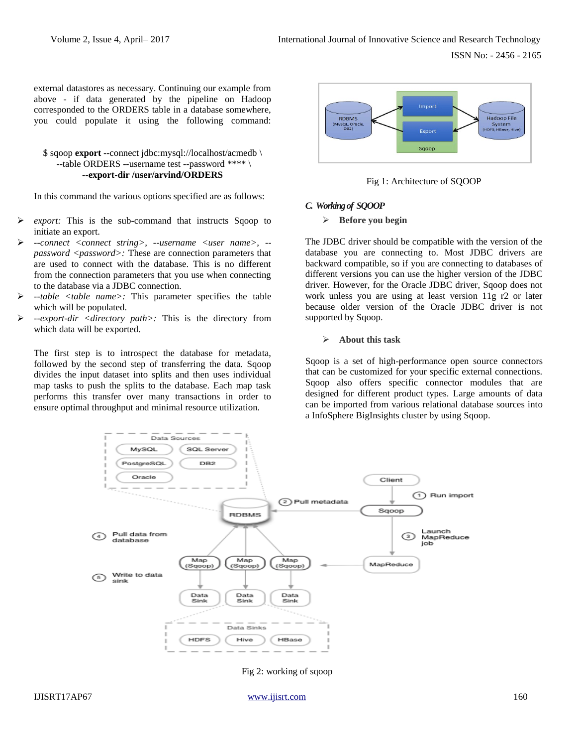external datastores as necessary. Continuing our example from above - if data generated by the pipeline on Hadoop corresponded to the ORDERS table in a database somewhere, you could populate it using the following command:

```
$ sqoop export --connect jdbc:mysql://localhost/acmedb \
--table ORDERS --username test --password **** \
--export-dir /user/arvind/ORDERS
```

In this command the various options specified are as follows:

- *export:* This is the sub-command that instructs Sqoop to initiate an export.
- *--connect <connect string>, --username <user name>, --password <password>:* These are connection parameters that are used to connect with the database. This is no different from the connection parameters that you use when connecting to the database via a JDBC connection.
- *--table <table name>:* This parameter specifies the table which will be populated.
- *--export-dir <directory path>:* This is the directory from which data will be exported.

The first step is to introspect the database for metadata, followed by the second step of transferring the data. Sqoop divides the input dataset into splits and then uses individual map tasks to push the splits to the database. Each map task performs this transfer over many transactions in order to ensure optimal throughput and minimal resource utilization.

Fig 1: Architecture of SQOOP

### C. Working of SQOOP

- **Before you begin**

The JDBC driver should be compatible with the version of the database you are connecting to. Most JDBC drivers are backward compatible, so if you are connecting to databases of different versions you can use the higher version of the JDBC driver. However, for the Oracle JDBC driver, Sqoop does not work unless you are using at least version 11g r2 or later because older version of the Oracle JDBC driver is not supported by Sqoop.

- **About this task**

Sqoop is a set of high-performance open source connectors that can be customized for your specific external connections. Sqoop also offers specific connector modules that are designed for different product types. Large amounts of data can be imported from various relational database sources into a InfoSphere BigInsights cluster by using Sqoop.

Fig 2: working of sqoop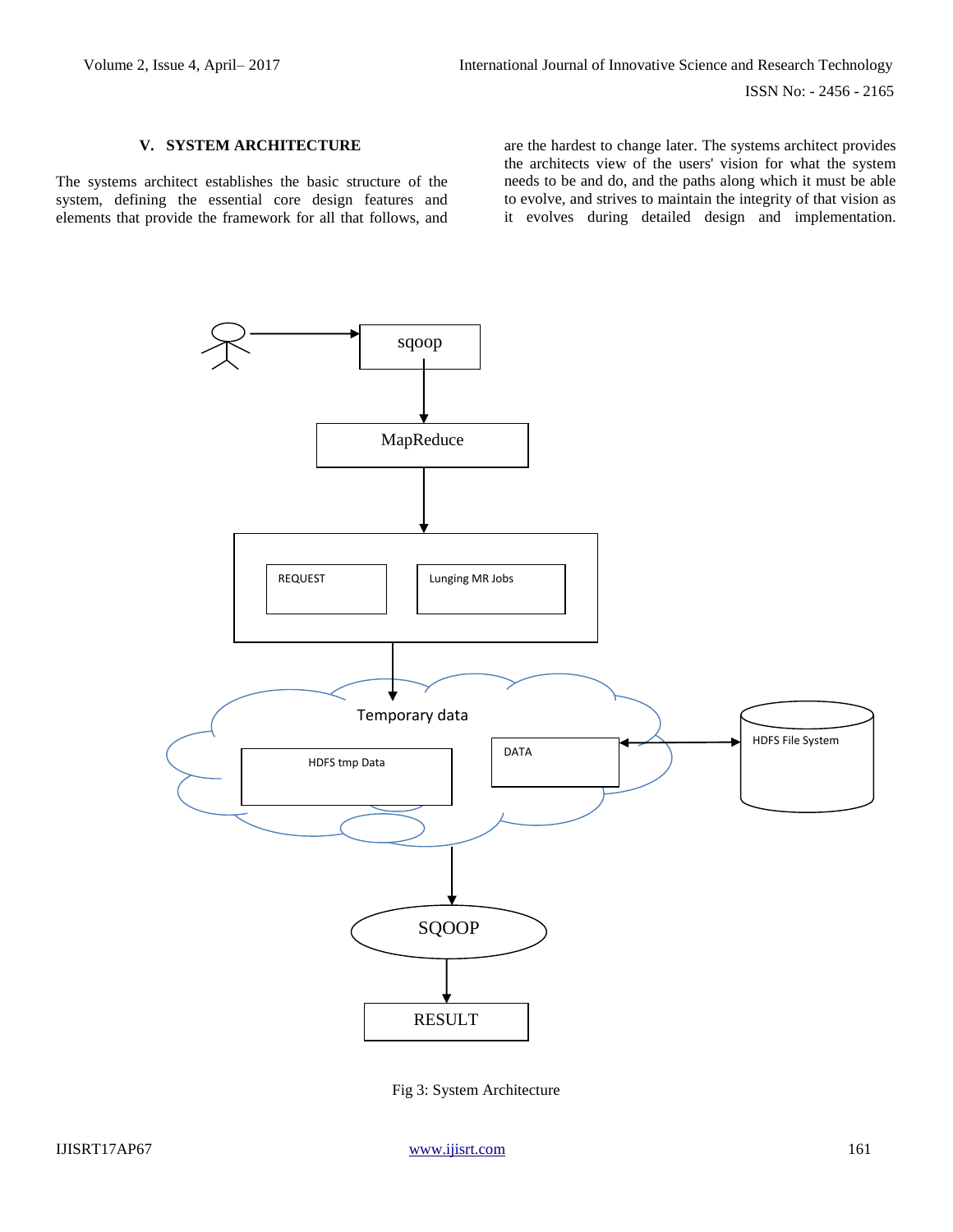## V. SYSTEM ARCHITECTURE

The systems architect establishes the basic structure of the system, defining the essential core design features and elements that provide the framework for all that follows, and are the hardest to change later. The systems architect provides the architects view of the users' vision for what the system needs to be and do, and the paths along which it must be able to evolve, and strives to maintain the integrity of that vision as it evolves during detailed design and implementation.

Fig 3: System Architecture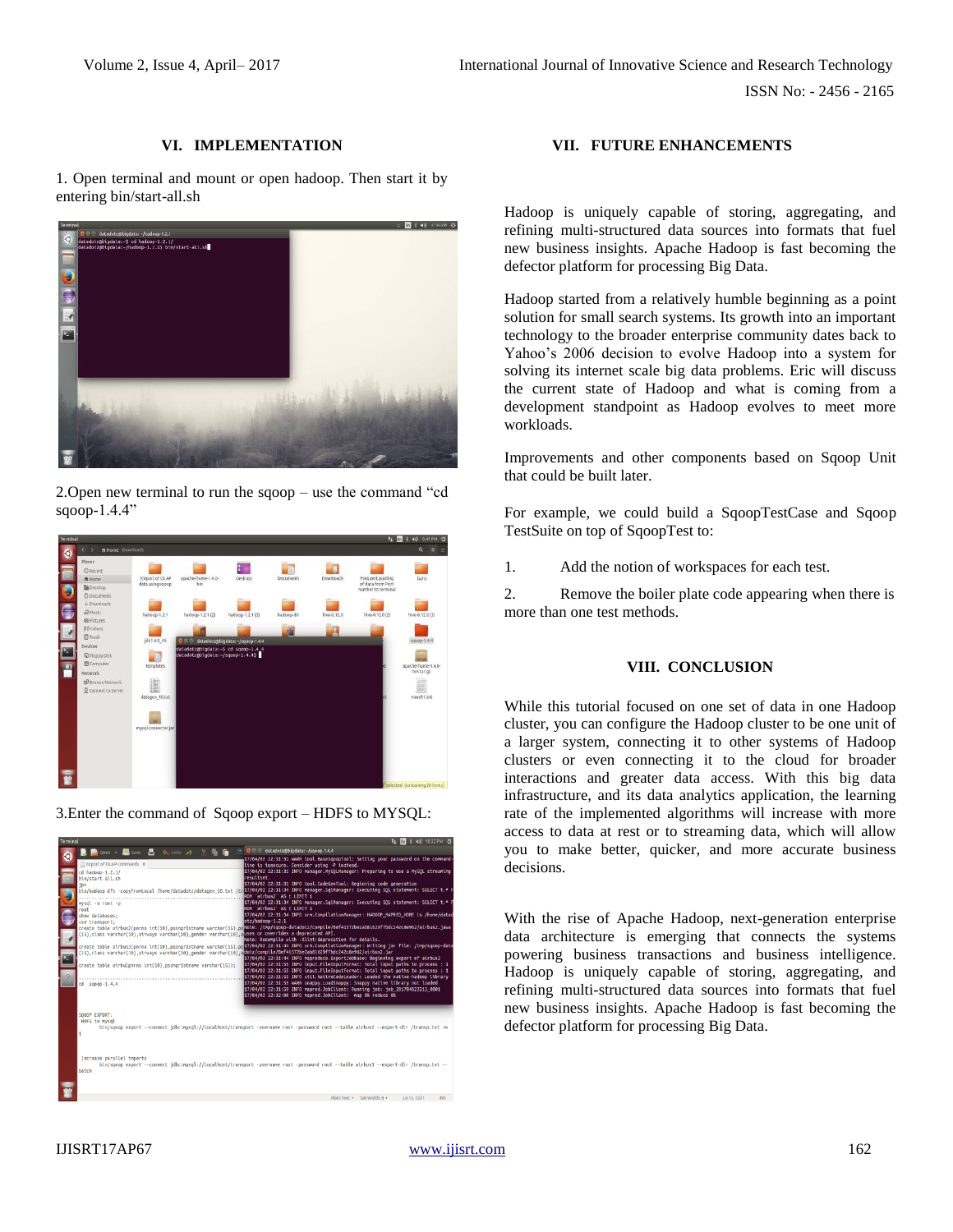## VI. IMPLEMENTATION

1. Open terminal and mount or open hadoop. Then start it by entering bin/start-all.sh

2.Open new terminal to run the sqoop – use the command "cd sqoop-1.4.4"

3.Enter the command of Sqoop export – HDFS to MYSQL:

## VII. FUTURE ENHANCEMENTS

Hadoop is uniquely capable of storing, aggregating, and refining multi-structured data sources into formats that fuel new business insights. Apache Hadoop is fast becoming the defector platform for processing Big Data.

Hadoop started from a relatively humble beginning as a point solution for small search systems. Its growth into an important technology to the broader enterprise community dates back to Yahoo's 2006 decision to evolve Hadoop into a system for solving its internet scale big data problems. Eric will discuss the current state of Hadoop and what is coming from a development standpoint as Hadoop evolves to meet more workloads.

Improvements and other components based on Sqoop Unit that could be built later.

For example, we could build a SqoopTestCase and Sqoop TestSuite on top of SqoopTest to:

1. Add the notion of workspaces for each test.
2. Remove the boiler plate code appearing when there is more than one test methods.

## VIII. CONCLUSION

While this tutorial focused on one set of data in one Hadoop cluster, you can configure the Hadoop cluster to be one unit of a larger system, connecting it to other systems of Hadoop clusters or even connecting it to the cloud for broader interactions and greater data access. With this big data infrastructure, and its data analytics application, the learning rate of the implemented algorithms will increase with more access to data at rest or to streaming data, which will allow you to make better, quicker, and more accurate business decisions.

With the rise of Apache Hadoop, next-generation enterprise data architecture is emerging that connects the systems powering business transactions and business intelligence. Hadoop is uniquely capable of storing, aggregating, and refining multi-structured data sources into formats that fuel new business insights. Apache Hadoop is fast becoming the defector platform for processing Big Data.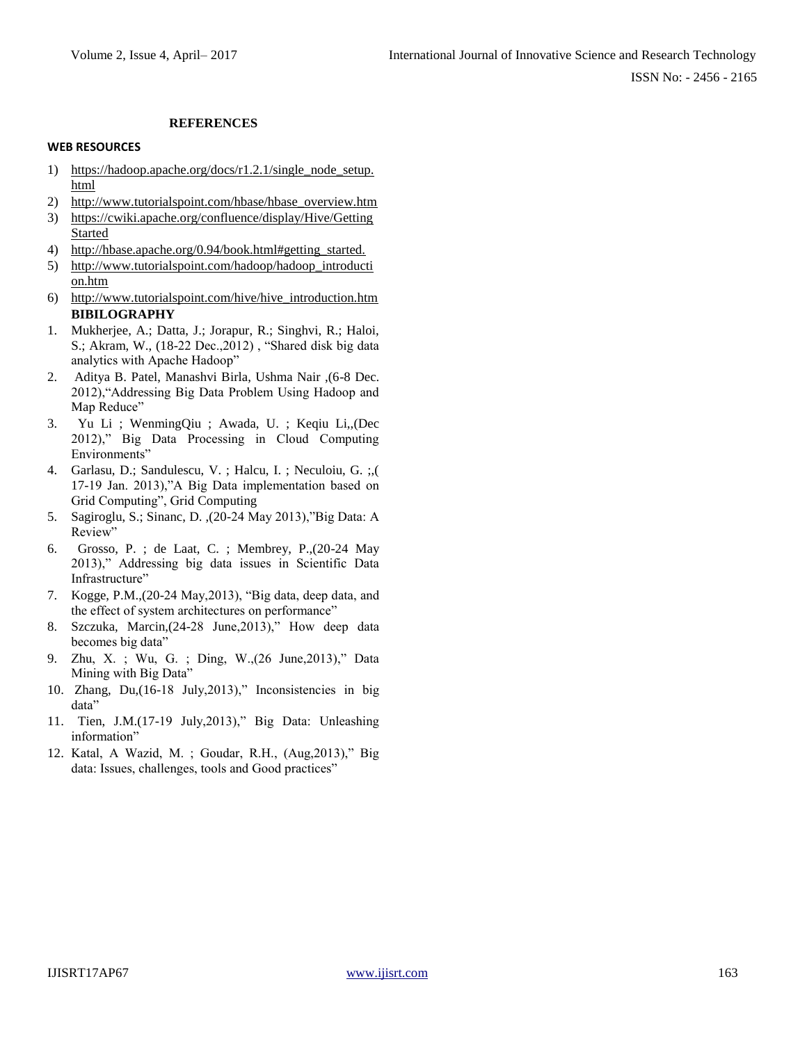## REFERENCES

### WEB RESOURCES

1) https://hadoop.apache.org/docs/r1.2.1/single_node_setup.html
2) http://www.tutorialspoint.com/hbase/hbase_overview.htm
3) https://cwiki.apache.org/confluence/display/Hive/GettingStarted
4) http://hbase.apache.org/0.94/book.html#getting_started.
5) http://www.tutorialspoint.com/hadoop/hadoop_introduction.htm
6) http://www.tutorialspoint.com/hive/hive_introduction.htm

**BIBILOGRAPHY**

1. Mukherjee, A.; Datta, J.; Jorapur, R.; Singhvi, R.; Haloi, S.; Akram, W., (18-22 Dec.,2012) , "Shared disk big data analytics with Apache Hadoop"
2. Aditya B. Patel, Manashvi Birla, Ushma Nair ,(6-8 Dec. 2012),"Addressing Big Data Problem Using Hadoop and Map Reduce"
3. Yu Li ; WenmingQiu ; Awada, U. ; Keqiu Li,,(Dec 2012)," Big Data Processing in Cloud Computing Environments"
4. Garlasu, D.; Sandulescu, V. ; Halcu, I. ; Neculoiu, G. ;,( 17-19 Jan. 2013),"A Big Data implementation based on Grid Computing", Grid Computing
5. Sagiroglu, S.; Sinanc, D. ,(20-24 May 2013),"Big Data: A Review"
6. Grosso, P. ; de Laat, C. ; Membrey, P.,(20-24 May 2013)," Addressing big data issues in Scientific Data Infrastructure"
7. Kogge, P.M.,(20-24 May,2013), "Big data, deep data, and the effect of system architectures on performance"
8. Szczuka, Marcin,(24-28 June,2013)," How deep data becomes big data"
9. Zhu, X. ; Wu, G. ; Ding, W.,(26 June,2013)," Data Mining with Big Data"
10. Zhang, Du,(16-18 July,2013)," Inconsistencies in big data"
11. Tien, J.M.(17-19 July,2013)," Big Data: Unleashing information"
12. Katal, A Wazid, M. ; Goudar, R.H., (Aug,2013)," Big data: Issues, challenges, tools and Good practices"